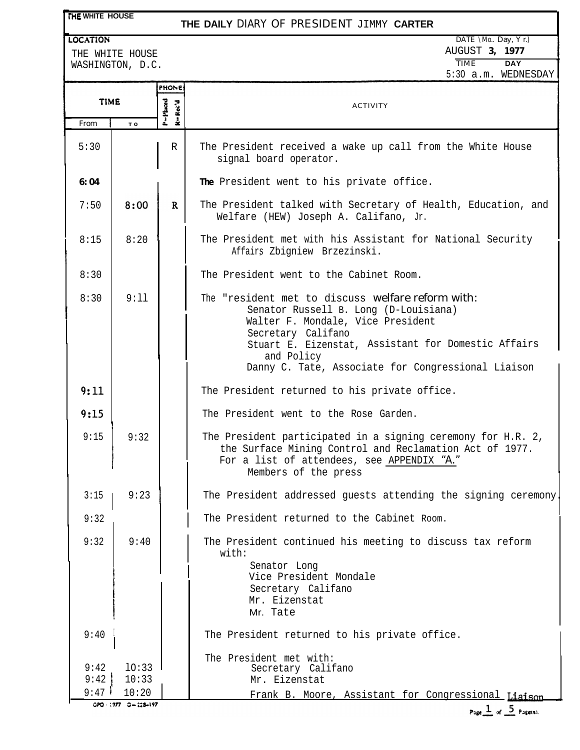THE WHITE HOUSE

# THE DAILY DIARY OF PRESIDENT JIMMY CARTER

**LOCATION**
THE WHITE HOUSE
WASHINGTON, D.C.

DATE (Mo., Day, Yr.)
AUGUST 3, 1977

TIME: 5:30 a.m.
DAY: WEDNESDAY

| TIME From | TIME To | PHONE P-Placed | PHONE R-Rec'd | ACTIVITY |
|---|---|---|---|---|
| 5:30 | | | R | The President received a wake up call from the White House signal board operator. |
| 6:04 | | | | The President went to his private office. |
| 7:50 | 8:00 | | R | The President talked with Secretary of Health, Education, and Welfare (HEW) Joseph A. Califano, Jr. |
| 8:15 | 8:20 | | | The President met with his Assistant for National Security Affairs Zbigniew Brzezinski. |
| 8:30 | | | | The President went to the Cabinet Room. |
| 8:30 | 9:11 | | | The "resident met to discuss welfare reform with:<br>Senator Russell B. Long (D-Louisiana)<br>Walter F. Mondale, Vice President<br>Secretary Califano<br>Stuart E. Eizenstat, Assistant for Domestic Affairs and Policy<br>Danny C. Tate, Associate for Congressional Liaison |
| 9:11 | | | | The President returned to his private office. |
| 9:15 | | | | The President went to the Rose Garden. |
| 9:15 | 9:32 | | | The President participated in a signing ceremony for H.R. 2, the Surface Mining Control and Reclamation Act of 1977. For a list of attendees, see APPENDIX "A."<br>Members of the press |
| 3:15 | 9:23 | | | The President addressed guests attending the signing ceremony. |
| 9:32 | | | | The President returned to the Cabinet Room. |
| 9:32 | 9:40 | | | The President continued his meeting to discuss tax reform with:<br>Senator Long<br>Vice President Mondale<br>Secretary Califano<br>Mr. Eizenstat<br>Mr. Tate |
| 9:40 | | | | The President returned to his private office. |
| | | | | The President met with: |
| 9:42 | 10:33 | | | Secretary Califano |
| 9:42 | 10:33 | | | Mr. Eizenstat |
| 9:47 | 10:20 | | | Frank B. Moore, Assistant for Congressional Liaison |

GPO : 1977 O-228-197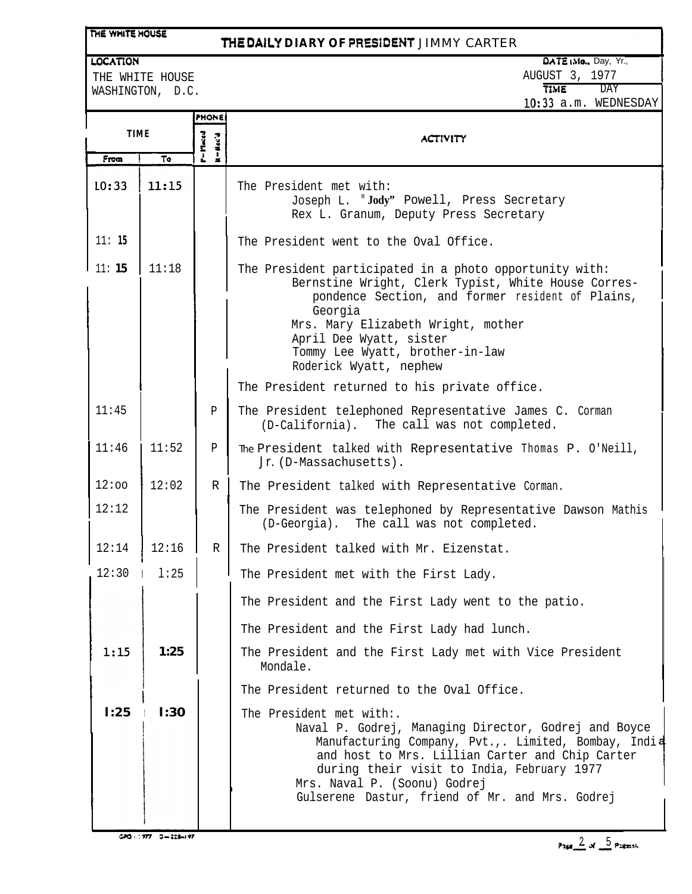THE WHITE HOUSE

# THE DAILY DIARY OF PRESIDENT JIMMY CARTER

**LOCATION**
THE WHITE HOUSE
WASHINGTON, D.C.

**DATE (Mo., Day, Yr.)**
AUGUST 3, 1977

**TIME** 10:33 a.m. **DAY** WEDNESDAY

| TIME From | TIME To | PHONE P-Placed / R-Rec'd | ACTIVITY |
|---|---|---|---|
| 10:33 | 11:15 | | The President met with:<br>Joseph L. "Jody" Powell, Press Secretary<br>Rex L. Granum, Deputy Press Secretary |
| 11:15 | | | The President went to the Oval Office. |
| 11:15 | 11:18 | | The President participated in a photo opportunity with:<br>Bernstine Wright, Clerk Typist, White House Correspondence Section, and former resident of Plains, Georgia<br>Mrs. Mary Elizabeth Wright, mother<br>April Dee Wyatt, sister<br>Tommy Lee Wyatt, brother-in-law<br>Roderick Wyatt, nephew |
| | | | The President returned to his private office. |
| 11:45 | | P | The President telephoned Representative James C. Corman (D-California). The call was not completed. |
| 11:46 | 11:52 | P | The President talked with Representative Thomas P. O'Neill, Jr. (D-Massachusetts). |
| 12:00 | 12:02 | R | The President talked with Representative Corman. |
| 12:12 | | | The President was telephoned by Representative Dawson Mathis (D-Georgia). The call was not completed. |
| 12:14 | 12:16 | R | The President talked with Mr. Eizenstat. |
| 12:30 | 1:25 | | The President met with the First Lady. |
| | | | The President and the First Lady went to the patio. |
| | | | The President and the First Lady had lunch. |
| 1:15 | 1:25 | | The President and the First Lady met with Vice President Mondale. |
| | | | The President returned to the Oval Office. |
| 1:25 | 1:30 | | The President met with:<br>Naval P. Godrej, Managing Director, Godrej and Boyce Manufacturing Company, Pvt., Limited, Bombay, India and host to Mrs. Lillian Carter and Chip Carter during their visit to India, February 1977<br>Mrs. Naval P. (Soonu) Godrej<br>Gulserene Dastur, friend of Mr. and Mrs. Godrej |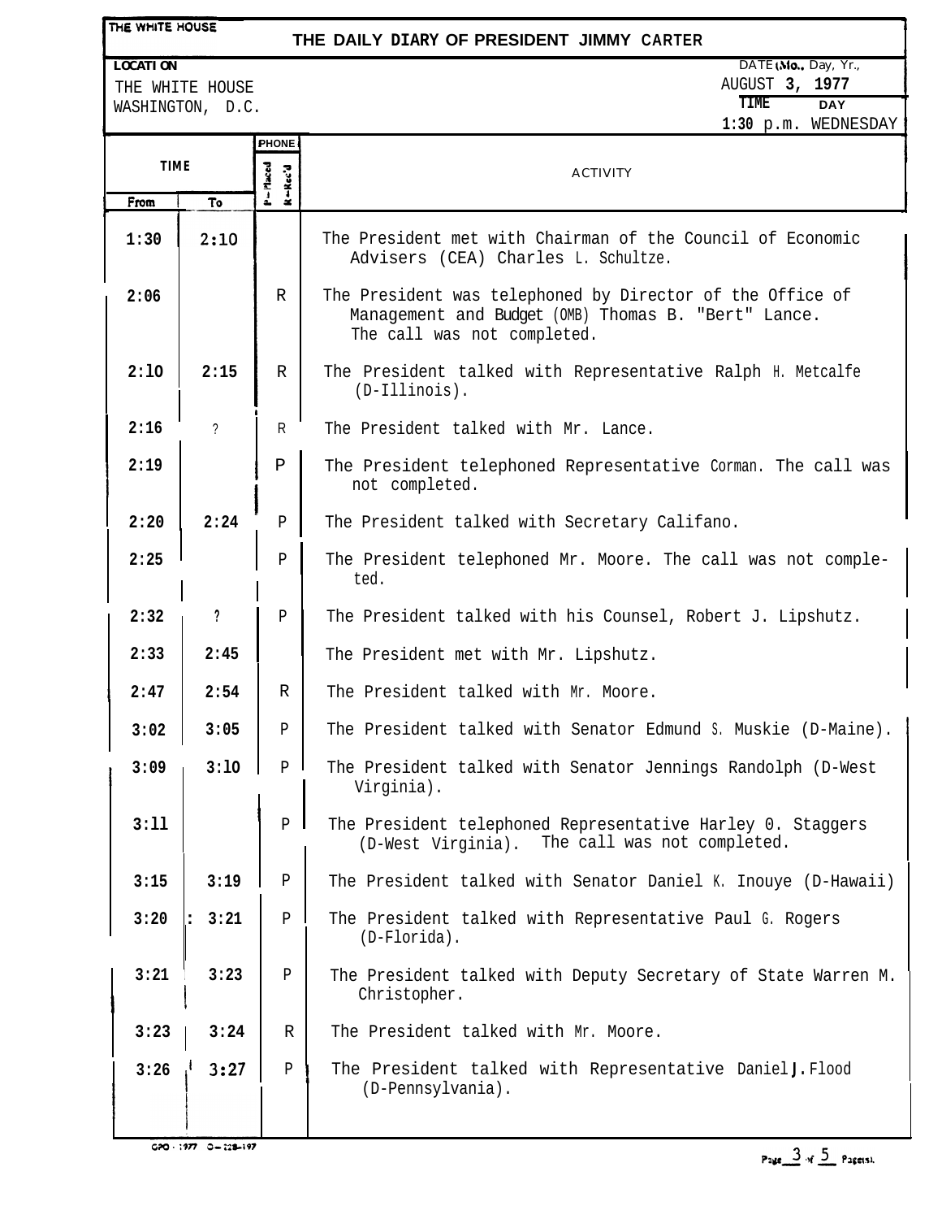THE WHITE HOUSE

# THE DAILY DIARY OF PRESIDENT JIMMY CARTER

| LOCATION | DATE (Mo., Day, Yr.) |
|---|---|
| THE WHITE HOUSE<br>WASHINGTON, D.C. | AUGUST 3, 1977 |
| | TIME: 1:30 p.m. DAY: WEDNESDAY |

| TIME From | TIME To | PHONE (P—Placed / R—Rec'd) | ACTIVITY |
|---|---|---|---|
| 1:30 | 2:10 | | The President met with Chairman of the Council of Economic Advisers (CEA) Charles L. Schultze. |
| 2:06 | | R | The President was telephoned by Director of the Office of Management and Budget (OMB) Thomas B. "Bert" Lance. The call was not completed. |
| 2:10 | 2:15 | R | The President talked with Representative Ralph H. Metcalfe (D-Illinois). |
| 2:16 | ? | R | The President talked with Mr. Lance. |
| 2:19 | | P | The President telephoned Representative Corman. The call was not completed. |
| 2:20 | 2:24 | P | The President talked with Secretary Califano. |
| 2:25 | | P | The President telephoned Mr. Moore. The call was not completed. |
| 2:32 | ? | P | The President talked with his Counsel, Robert J. Lipshutz. |
| 2:33 | 2:45 | | The President met with Mr. Lipshutz. |
| 2:47 | 2:54 | R | The President talked with Mr. Moore. |
| 3:02 | 3:05 | P | The President talked with Senator Edmund S. Muskie (D-Maine). |
| 3:09 | 3:10 | P | The President talked with Senator Jennings Randolph (D-West Virginia). |
| 3:11 | | P | The President telephoned Representative Harley 0. Staggers (D-West Virginia). The call was not completed. |
| 3:15 | 3:19 | P | The President talked with Senator Daniel K. Inouye (D-Hawaii) |
| 3:20 | 3:21 | P | The President talked with Representative Paul G. Rogers (D-Florida). |
| 3:21 | 3:23 | P | The President talked with Deputy Secretary of State Warren M. Christopher. |
| 3:23 | 3:24 | R | The President talked with Mr. Moore. |
| 3:26 | 3:27 | P | The President talked with Representative Daniel J. Flood (D-Pennsylvania). |

GPO : 1977 O—228-197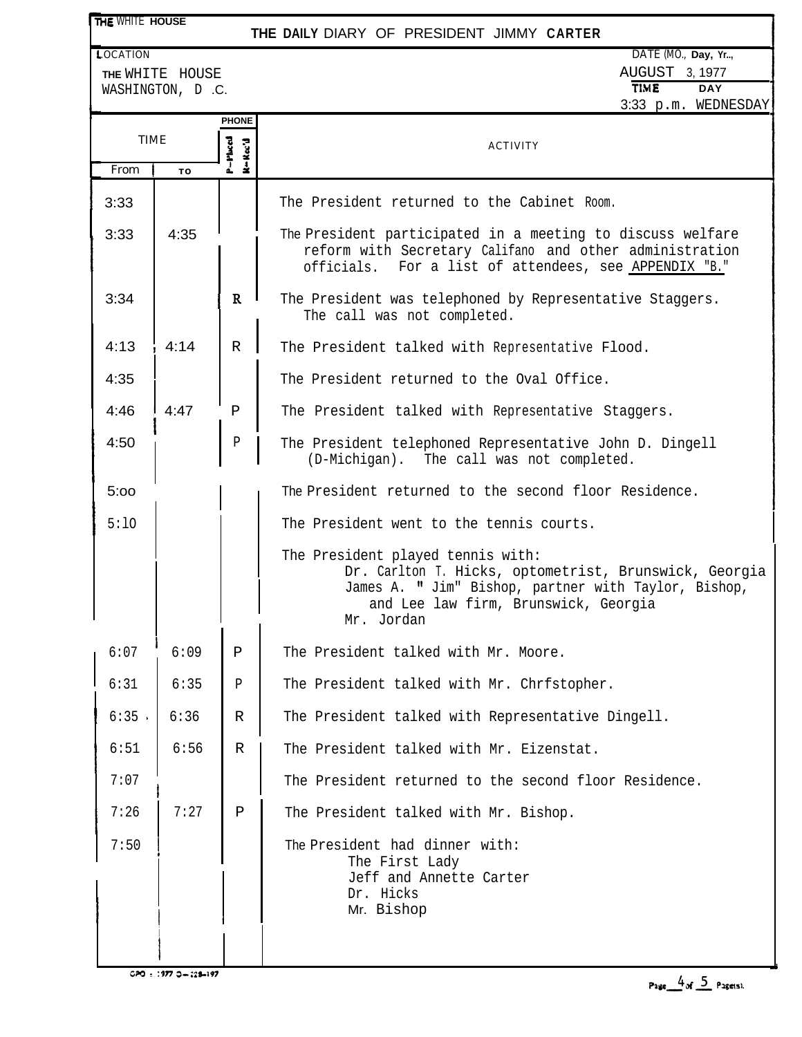THE WHITE HOUSE

# THE DAILY DIARY OF PRESIDENT JIMMY CARTER

| LOCATION | DATE (MO., Day, Yr.) |
| --- | --- |
| THE WHITE HOUSE<br>WASHINGTON, D.C. | AUGUST 3, 1977 |
| | TIME: 3:33 p.m. DAY: WEDNESDAY |

| TIME From | TIME To | PHONE (P=Placed, R=Rec'd) | ACTIVITY |
| --- | --- | --- | --- |
| 3:33 | | | The President returned to the Cabinet Room. |
| 3:33 | 4:35 | | The President participated in a meeting to discuss welfare reform with Secretary Califano and other administration officials. For a list of attendees, see APPENDIX "B." |
| 3:34 | | R | The President was telephoned by Representative Staggers. The call was not completed. |
| 4:13 | 4:14 | R | The President talked with Representative Flood. |
| 4:35 | | | The President returned to the Oval Office. |
| 4:46 | 4:47 | P | The President talked with Representative Staggers. |
| 4:50 | | P | The President telephoned Representative John D. Dingell (D-Michigan). The call was not completed. |
| 5:00 | | | The President returned to the second floor Residence. |
| 5:10 | | | The President went to the tennis courts. |
| | | | The President played tennis with:<br>Dr. Carlton T. Hicks, optometrist, Brunswick, Georgia<br>James A. "Jim" Bishop, partner with Taylor, Bishop, and Lee law firm, Brunswick, Georgia<br>Mr. Jordan |
| 6:07 | 6:09 | P | The President talked with Mr. Moore. |
| 6:31 | 6:35 | P | The President talked with Mr. Chrfstopher. |
| 6:35 | 6:36 | R | The President talked with Representative Dingell. |
| 6:51 | 6:56 | R | The President talked with Mr. Eizenstat. |
| 7:07 | | | The President returned to the second floor Residence. |
| 7:26 | 7:27 | P | The President talked with Mr. Bishop. |
| 7:50 | | | The President had dinner with:<br>The First Lady<br>Jeff and Annette Carter<br>Dr. Hicks<br>Mr. Bishop |

GPO : 1977 O-228-197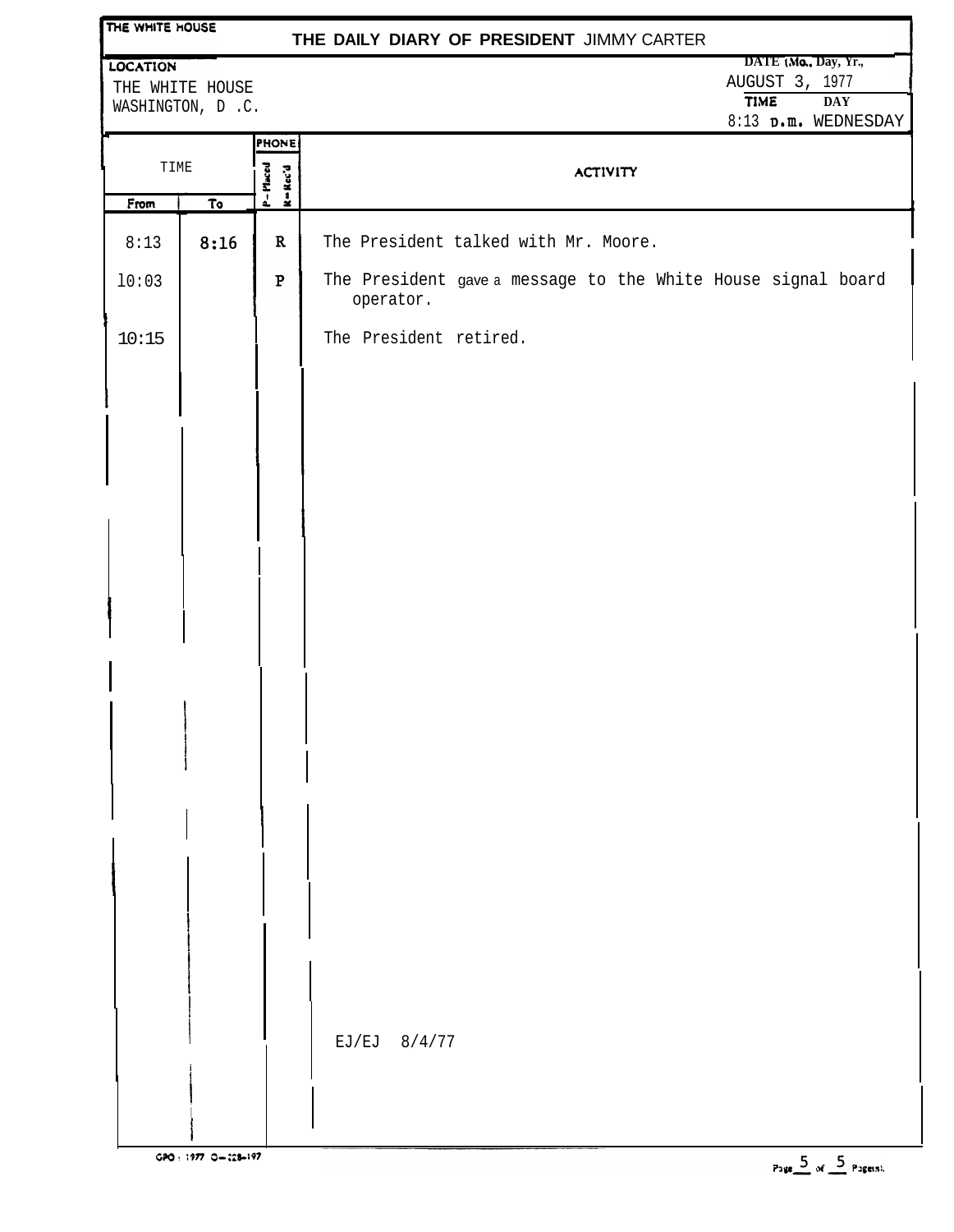THE WHITE HOUSE

# THE DAILY DIARY OF PRESIDENT JIMMY CARTER

**LOCATION**
THE WHITE HOUSE
WASHINGTON, D .C.

**DATE (Mo., Day, Yr.,**
AUGUST 3, 1977

**TIME** **DAY**
8:13 p.m. WEDNESDAY

| TIME | | PHONE | ACTIVITY |
|---|---|---|---|
| From | To | P=Placed R=Rec'd | |
| 8:13 | 8:16 | R | The President talked with Mr. Moore. |
| 10:03 | | P | The President gave a message to the White House signal board operator. |
| 10:15 | | | The President retired. |

EJ/EJ 8/4/77

GPO : 1977 O-228-197